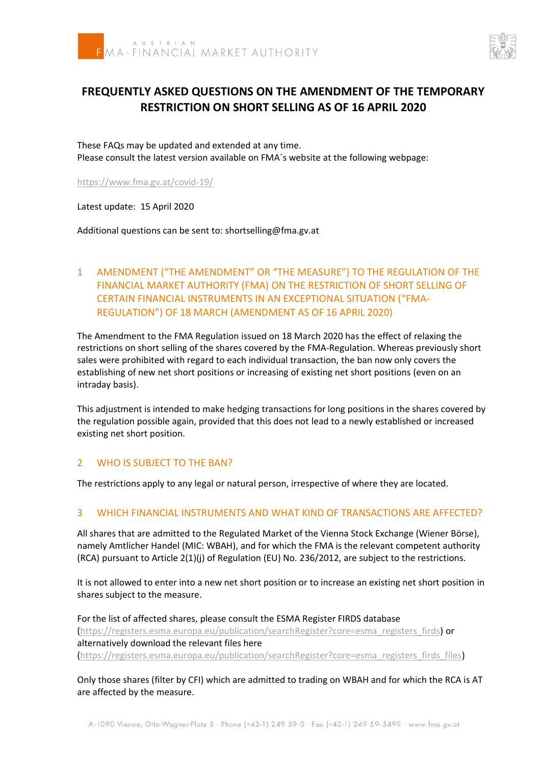# FREQUENTLY ASKED QUESTIONS ON THE AMENDMENT OF THE TEMPORARY RESTRICTION ON SHORT SELLING AS OF 16 APRIL 2020

These FAQs may be updated and extended at any time.
Please consult the latest version available on FMA´s website at the following webpage:

https://www.fma.gv.at/covid-19/

Latest update: 15 April 2020

Additional questions can be sent to: shortselling@fma.gv.at

## 1 AMENDMENT ("THE AMENDMENT" OR "THE MEASURE") TO THE REGULATION OF THE FINANCIAL MARKET AUTHORITY (FMA) ON THE RESTRICTION OF SHORT SELLING OF CERTAIN FINANCIAL INSTRUMENTS IN AN EXCEPTIONAL SITUATION ("FMA-REGULATION") OF 18 MARCH (AMENDMENT AS OF 16 APRIL 2020)

The Amendment to the FMA Regulation issued on 18 March 2020 has the effect of relaxing the restrictions on short selling of the shares covered by the FMA-Regulation. Whereas previously short sales were prohibited with regard to each individual transaction, the ban now only covers the establishing of new net short positions or increasing of existing net short positions (even on an intraday basis).

This adjustment is intended to make hedging transactions for long positions in the shares covered by the regulation possible again, provided that this does not lead to a newly established or increased existing net short position.

## 2 WHO IS SUBJECT TO THE BAN?

The restrictions apply to any legal or natural person, irrespective of where they are located.

## 3 WHICH FINANCIAL INSTRUMENTS AND WHAT KIND OF TRANSACTIONS ARE AFFECTED?

All shares that are admitted to the Regulated Market of the Vienna Stock Exchange (Wiener Börse), namely Amtlicher Handel (MIC: WBAH), and for which the FMA is the relevant competent authority (RCA) pursuant to Article 2(1)(j) of Regulation (EU) No. 236/2012, are subject to the restrictions.

It is not allowed to enter into a new net short position or to increase an existing net short position in shares subject to the measure.

For the list of affected shares, please consult the ESMA Register FIRDS database (https://registers.esma.europa.eu/publication/searchRegister?core=esma_registers_firds) or alternatively download the relevant files here (https://registers.esma.europa.eu/publication/searchRegister?core=esma_registers_firds_files)

Only those shares (filter by CFI) which are admitted to trading on WBAH and for which the RCA is AT are affected by the measure.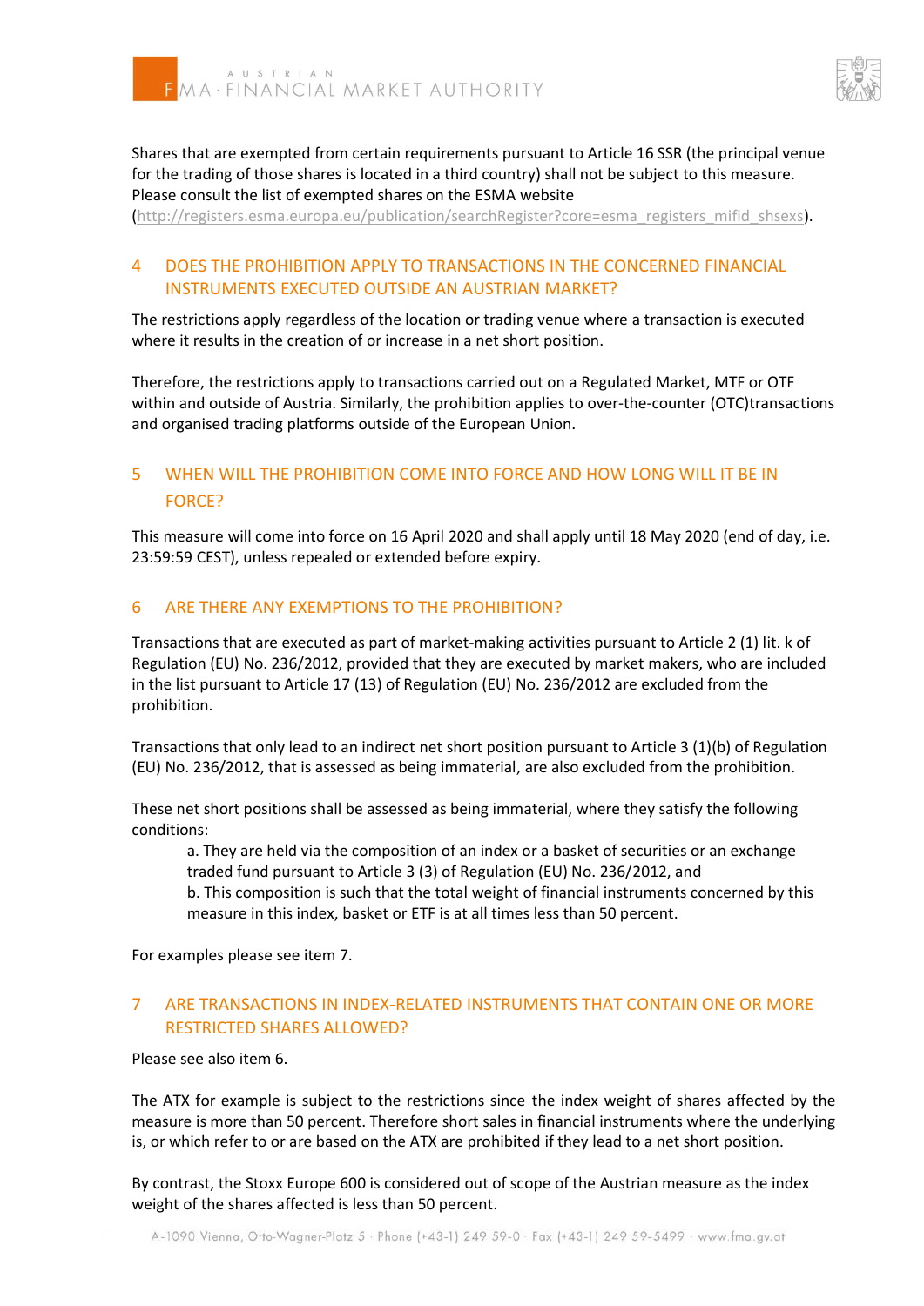Shares that are exempted from certain requirements pursuant to Article 16 SSR (the principal venue for the trading of those shares is located in a third country) shall not be subject to this measure. Please consult the list of exempted shares on the ESMA website (http://registers.esma.europa.eu/publication/searchRegister?core=esma_registers_mifid_shsexs).

## 4 DOES THE PROHIBITION APPLY TO TRANSACTIONS IN THE CONCERNED FINANCIAL INSTRUMENTS EXECUTED OUTSIDE AN AUSTRIAN MARKET?

The restrictions apply regardless of the location or trading venue where a transaction is executed where it results in the creation of or increase in a net short position.

Therefore, the restrictions apply to transactions carried out on a Regulated Market, MTF or OTF within and outside of Austria. Similarly, the prohibition applies to over-the-counter (OTC)transactions and organised trading platforms outside of the European Union.

## 5 WHEN WILL THE PROHIBITION COME INTO FORCE AND HOW LONG WILL IT BE IN FORCE?

This measure will come into force on 16 April 2020 and shall apply until 18 May 2020 (end of day, i.e. 23:59:59 CEST), unless repealed or extended before expiry.

## 6 ARE THERE ANY EXEMPTIONS TO THE PROHIBITION?

Transactions that are executed as part of market-making activities pursuant to Article 2 (1) lit. k of Regulation (EU) No. 236/2012, provided that they are executed by market makers, who are included in the list pursuant to Article 17 (13) of Regulation (EU) No. 236/2012 are excluded from the prohibition.

Transactions that only lead to an indirect net short position pursuant to Article 3 (1)(b) of Regulation (EU) No. 236/2012, that is assessed as being immaterial, are also excluded from the prohibition.

These net short positions shall be assessed as being immaterial, where they satisfy the following conditions:

a. They are held via the composition of an index or a basket of securities or an exchange traded fund pursuant to Article 3 (3) of Regulation (EU) No. 236/2012, and
b. This composition is such that the total weight of financial instruments concerned by this measure in this index, basket or ETF is at all times less than 50 percent.

For examples please see item 7.

## 7 ARE TRANSACTIONS IN INDEX-RELATED INSTRUMENTS THAT CONTAIN ONE OR MORE RESTRICTED SHARES ALLOWED?

Please see also item 6.

The ATX for example is subject to the restrictions since the index weight of shares affected by the measure is more than 50 percent. Therefore short sales in financial instruments where the underlying is, or which refer to or are based on the ATX are prohibited if they lead to a net short position.

By contrast, the Stoxx Europe 600 is considered out of scope of the Austrian measure as the index weight of the shares affected is less than 50 percent.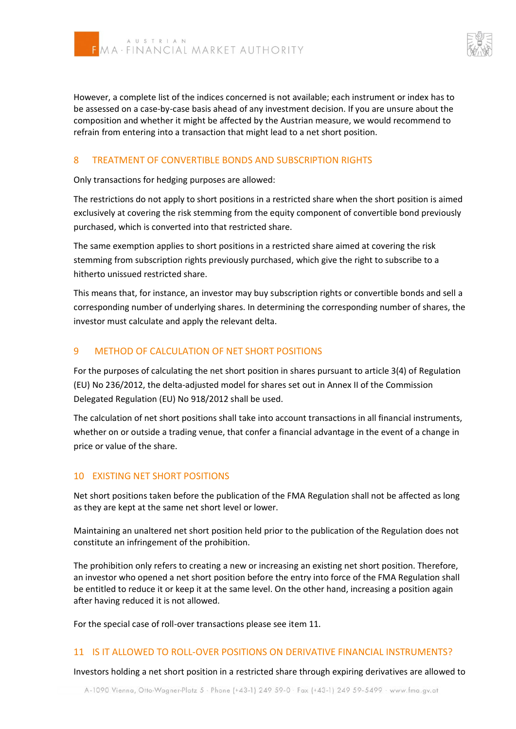However, a complete list of the indices concerned is not available; each instrument or index has to be assessed on a case-by-case basis ahead of any investment decision. If you are unsure about the composition and whether it might be affected by the Austrian measure, we would recommend to refrain from entering into a transaction that might lead to a net short position.

## 8 TREATMENT OF CONVERTIBLE BONDS AND SUBSCRIPTION RIGHTS

Only transactions for hedging purposes are allowed:

The restrictions do not apply to short positions in a restricted share when the short position is aimed exclusively at covering the risk stemming from the equity component of convertible bond previously purchased, which is converted into that restricted share.

The same exemption applies to short positions in a restricted share aimed at covering the risk stemming from subscription rights previously purchased, which give the right to subscribe to a hitherto unissued restricted share.

This means that, for instance, an investor may buy subscription rights or convertible bonds and sell a corresponding number of underlying shares. In determining the corresponding number of shares, the investor must calculate and apply the relevant delta.

## 9 METHOD OF CALCULATION OF NET SHORT POSITIONS

For the purposes of calculating the net short position in shares pursuant to article 3(4) of Regulation (EU) No 236/2012, the delta-adjusted model for shares set out in Annex II of the Commission Delegated Regulation (EU) No 918/2012 shall be used.

The calculation of net short positions shall take into account transactions in all financial instruments, whether on or outside a trading venue, that confer a financial advantage in the event of a change in price or value of the share.

## 10 EXISTING NET SHORT POSITIONS

Net short positions taken before the publication of the FMA Regulation shall not be affected as long as they are kept at the same net short level or lower.

Maintaining an unaltered net short position held prior to the publication of the Regulation does not constitute an infringement of the prohibition.

The prohibition only refers to creating a new or increasing an existing net short position. Therefore, an investor who opened a net short position before the entry into force of the FMA Regulation shall be entitled to reduce it or keep it at the same level. On the other hand, increasing a position again after having reduced it is not allowed.

For the special case of roll-over transactions please see item 11.

## 11 IS IT ALLOWED TO ROLL-OVER POSITIONS ON DERIVATIVE FINANCIAL INSTRUMENTS?

Investors holding a net short position in a restricted share through expiring derivatives are allowed to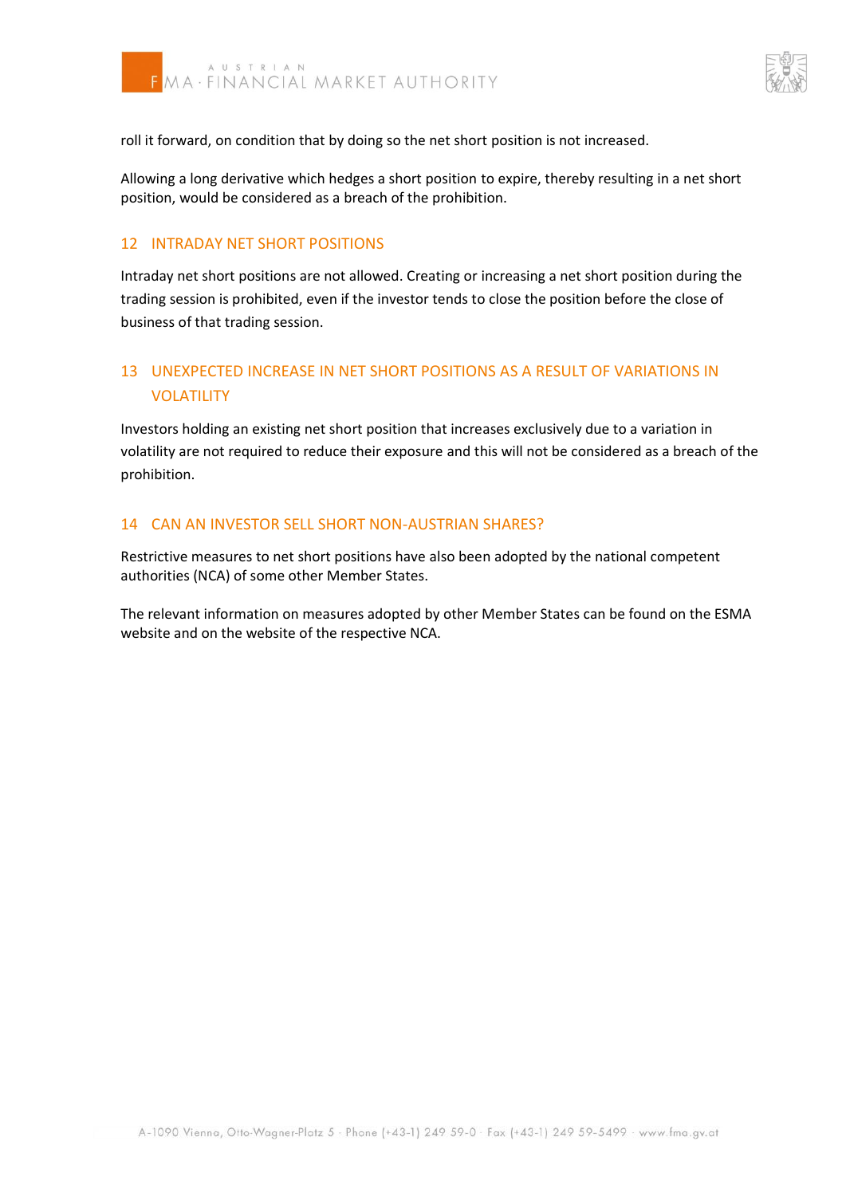roll it forward, on condition that by doing so the net short position is not increased.

Allowing a long derivative which hedges a short position to expire, thereby resulting in a net short position, would be considered as a breach of the prohibition.

## 12 INTRADAY NET SHORT POSITIONS

Intraday net short positions are not allowed. Creating or increasing a net short position during the trading session is prohibited, even if the investor tends to close the position before the close of business of that trading session.

## 13 UNEXPECTED INCREASE IN NET SHORT POSITIONS AS A RESULT OF VARIATIONS IN VOLATILITY

Investors holding an existing net short position that increases exclusively due to a variation in volatility are not required to reduce their exposure and this will not be considered as a breach of the prohibition.

## 14 CAN AN INVESTOR SELL SHORT NON-AUSTRIAN SHARES?

Restrictive measures to net short positions have also been adopted by the national competent authorities (NCA) of some other Member States.

The relevant information on measures adopted by other Member States can be found on the ESMA website and on the website of the respective NCA.